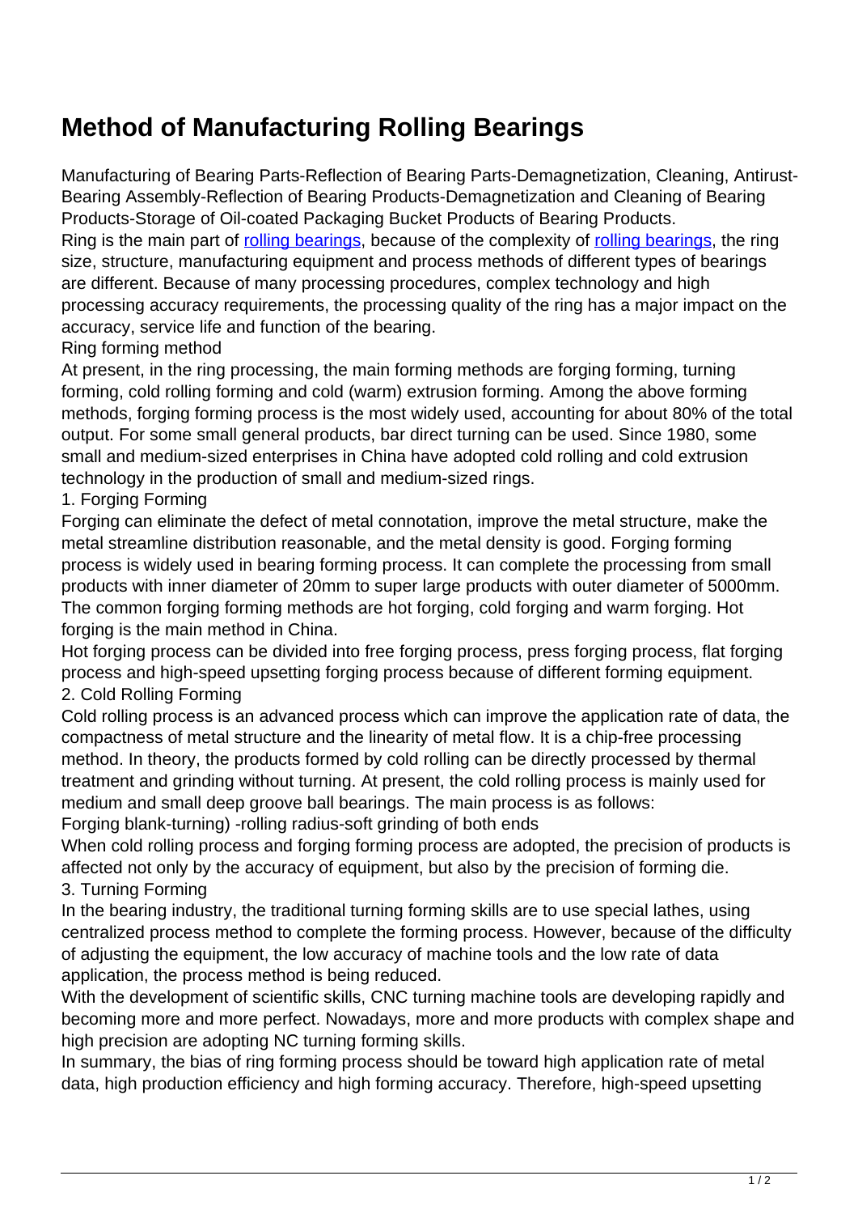# Method of Manufacturing Rolling Bearings

Manufacturing of Bearing Parts-Reflection of Bearing Parts-Demagnetization, Cleaning, Antirust-Bearing Assembly-Reflection of Bearing Products-Demagnetization and Cleaning of Bearing Products-Storage of Oil-coated Packaging Bucket Products of Bearing Products.

Ring is the main part of [rolling bearings](), because of the complexity of [rolling bearings](), the ring size, structure, manufacturing equipment and process methods of different types of bearings are different. Because of many processing procedures, complex technology and high processing accuracy requirements, the processing quality of the ring has a major impact on the accuracy, service life and function of the bearing.

Ring forming method

At present, in the ring processing, the main forming methods are forging forming, turning forming, cold rolling forming and cold (warm) extrusion forming. Among the above forming methods, forging forming process is the most widely used, accounting for about 80% of the total output. For some small general products, bar direct turning can be used. Since 1980, some small and medium-sized enterprises in China have adopted cold rolling and cold extrusion technology in the production of small and medium-sized rings.

1. Forging Forming

Forging can eliminate the defect of metal connotation, improve the metal structure, make the metal streamline distribution reasonable, and the metal density is good. Forging forming process is widely used in bearing forming process. It can complete the processing from small products with inner diameter of 20mm to super large products with outer diameter of 5000mm. The common forging forming methods are hot forging, cold forging and warm forging. Hot forging is the main method in China.

Hot forging process can be divided into free forging process, press forging process, flat forging process and high-speed upsetting forging process because of different forming equipment.

2. Cold Rolling Forming

Cold rolling process is an advanced process which can improve the application rate of data, the compactness of metal structure and the linearity of metal flow. It is a chip-free processing method. In theory, the products formed by cold rolling can be directly processed by thermal treatment and grinding without turning. At present, the cold rolling process is mainly used for medium and small deep groove ball bearings. The main process is as follows:

Forging blank-turning) -rolling radius-soft grinding of both ends

When cold rolling process and forging forming process are adopted, the precision of products is affected not only by the accuracy of equipment, but also by the precision of forming die.

3. Turning Forming

In the bearing industry, the traditional turning forming skills are to use special lathes, using centralized process method to complete the forming process. However, because of the difficulty of adjusting the equipment, the low accuracy of machine tools and the low rate of data application, the process method is being reduced.

With the development of scientific skills, CNC turning machine tools are developing rapidly and becoming more and more perfect. Nowadays, more and more products with complex shape and high precision are adopting NC turning forming skills.

In summary, the bias of ring forming process should be toward high application rate of metal data, high production efficiency and high forming accuracy. Therefore, high-speed upsetting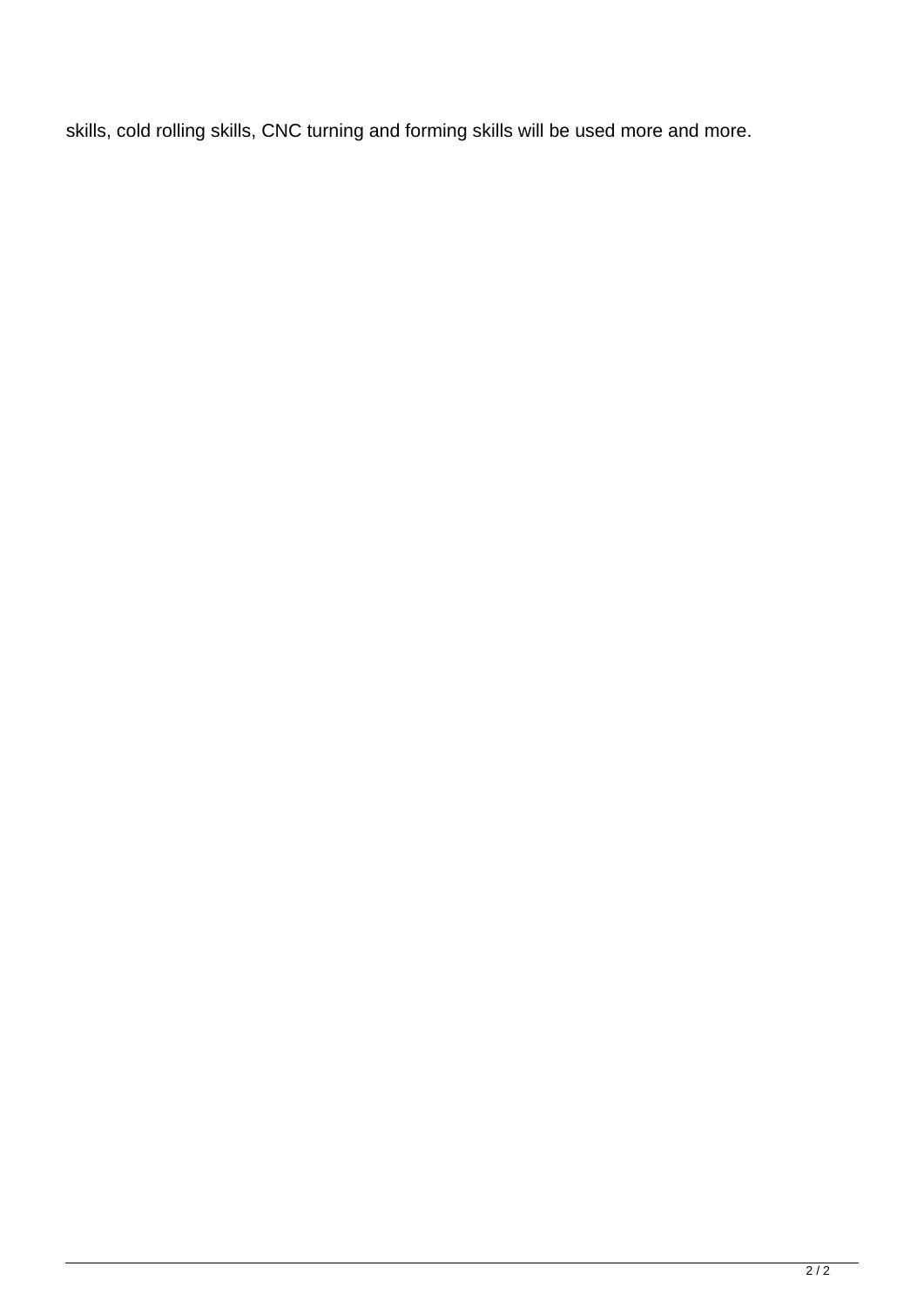skills, cold rolling skills, CNC turning and forming skills will be used more and more.